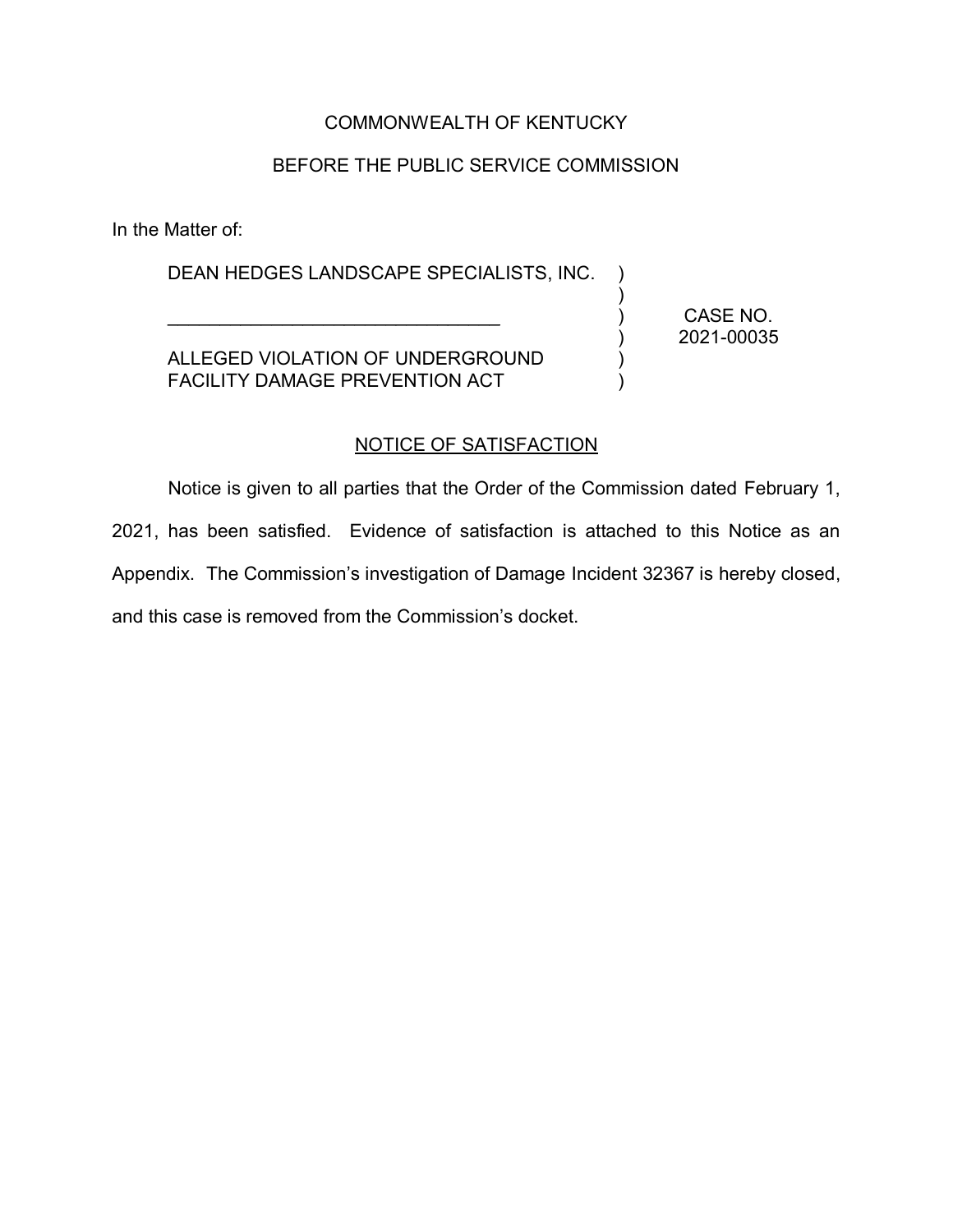COMMONWEALTH OF KENTUCKY

BEFORE THE PUBLIC SERVICE COMMISSION

In the Matter of:

| | | |
|---|---|---|
| DEAN HEDGES LANDSCAPE SPECIALISTS, INC. | ) | |
| | ) | |
| ________________________________ | ) | CASE NO. |
| | ) | 2021-00035 |
| ALLEGED VIOLATION OF UNDERGROUND | ) | |
| FACILITY DAMAGE PREVENTION ACT | ) | |

## NOTICE OF SATISFACTION

Notice is given to all parties that the Order of the Commission dated February 1, 2021, has been satisfied. Evidence of satisfaction is attached to this Notice as an Appendix. The Commission's investigation of Damage Incident 32367 is hereby closed, and this case is removed from the Commission's docket.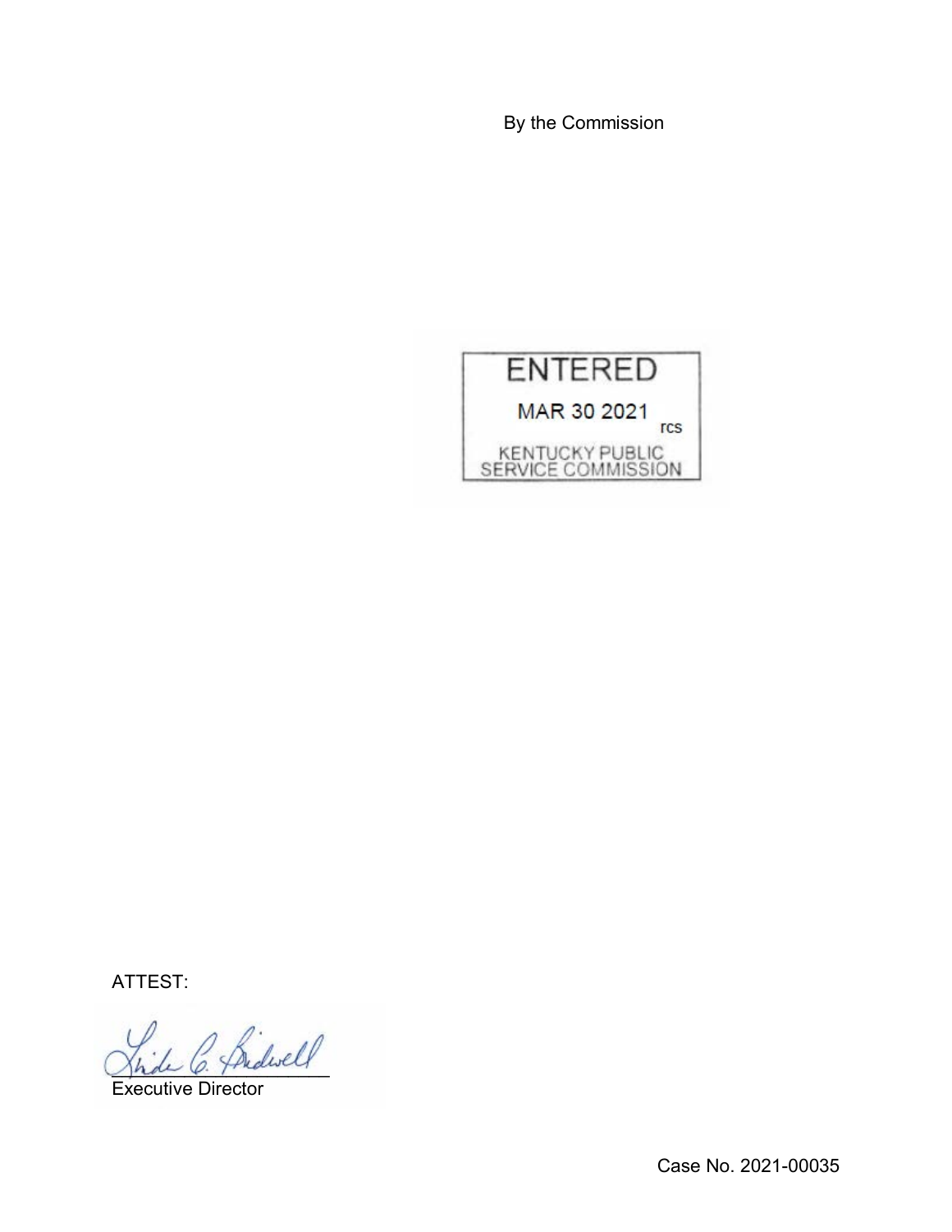By the Commission

ENTERED

MAR 30 2021

rcs

KENTUCKY PUBLIC SERVICE COMMISSION

ATTEST:

Executive Director

Case No. 2021-00035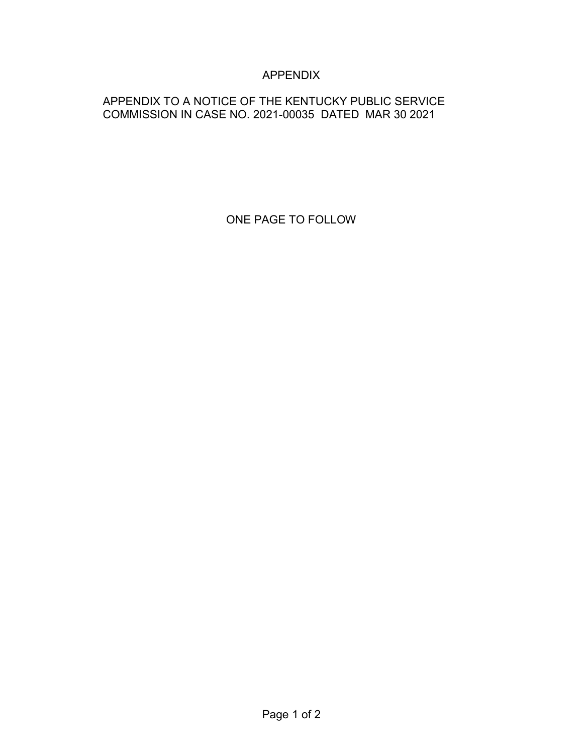# APPENDIX

APPENDIX TO A NOTICE OF THE KENTUCKY PUBLIC SERVICE COMMISSION IN CASE NO. 2021-00035 DATED MAR 30 2021

ONE PAGE TO FOLLOW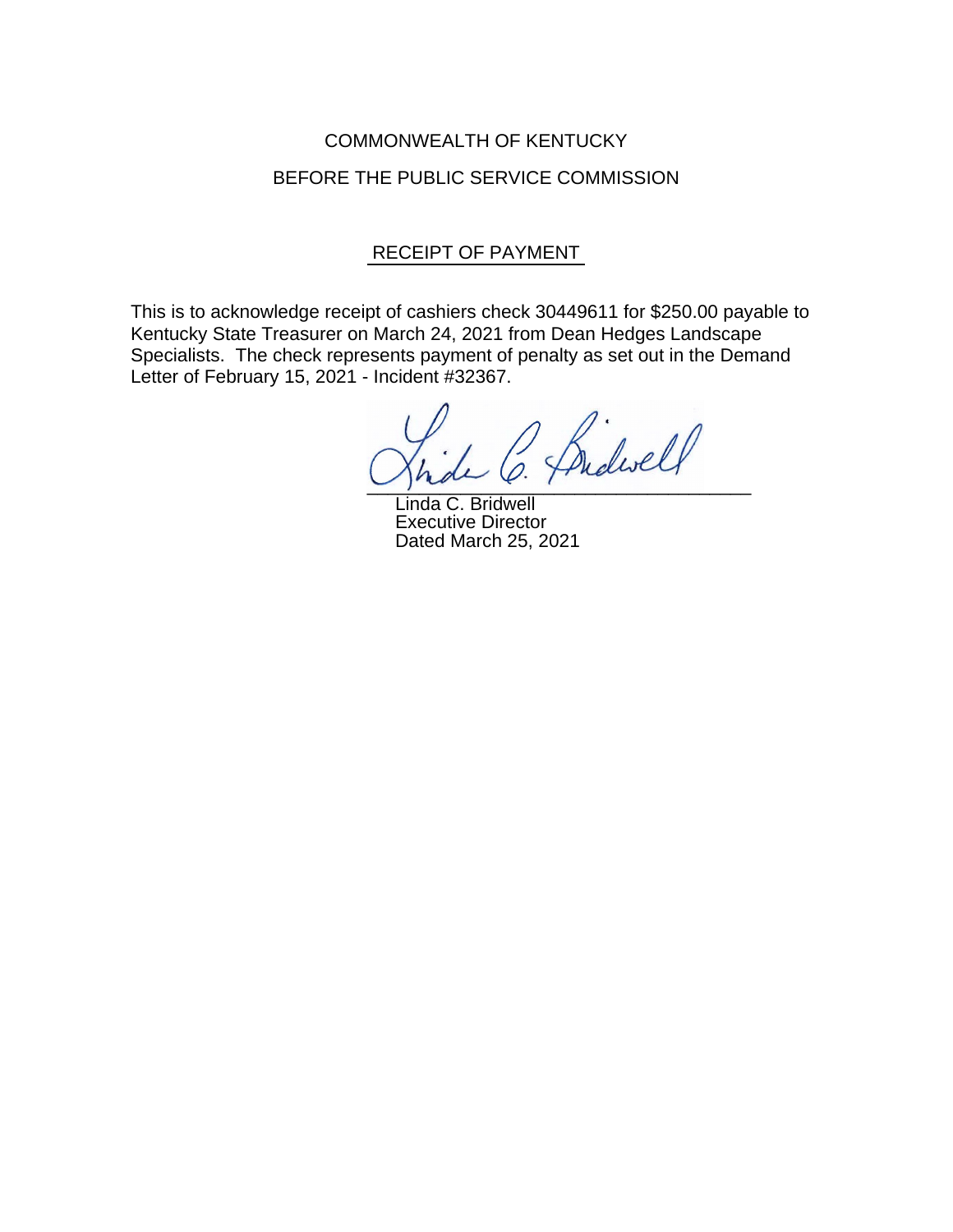COMMONWEALTH OF KENTUCKY

BEFORE THE PUBLIC SERVICE COMMISSION

## RECEIPT OF PAYMENT

This is to acknowledge receipt of cashiers check 30449611 for $250.00 payable to Kentucky State Treasurer on March 24, 2021 from Dean Hedges Landscape Specialists. The check represents payment of penalty as set out in the Demand Letter of February 15, 2021 - Incident #32367.

Linda C. Bridwell
Executive Director
Dated March 25, 2021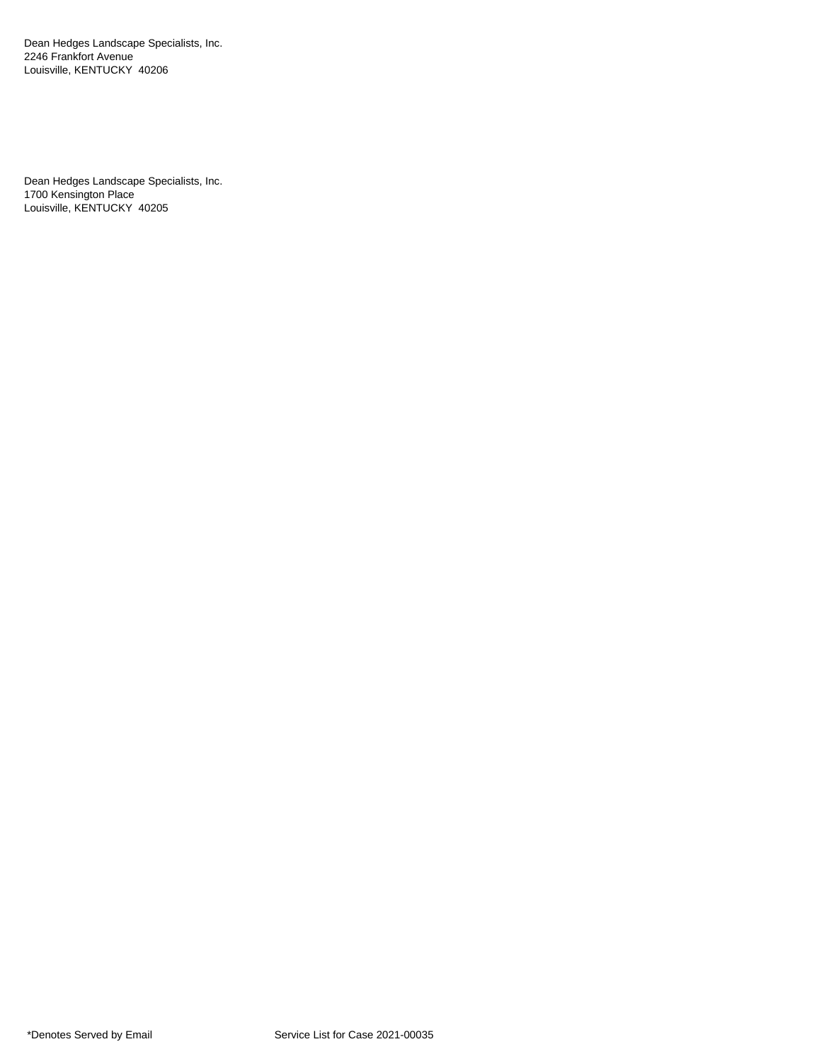Dean Hedges Landscape Specialists, Inc.
2246 Frankfort Avenue
Louisville, KENTUCKY  40206

Dean Hedges Landscape Specialists, Inc.
1700 Kensington Place
Louisville, KENTUCKY  40205